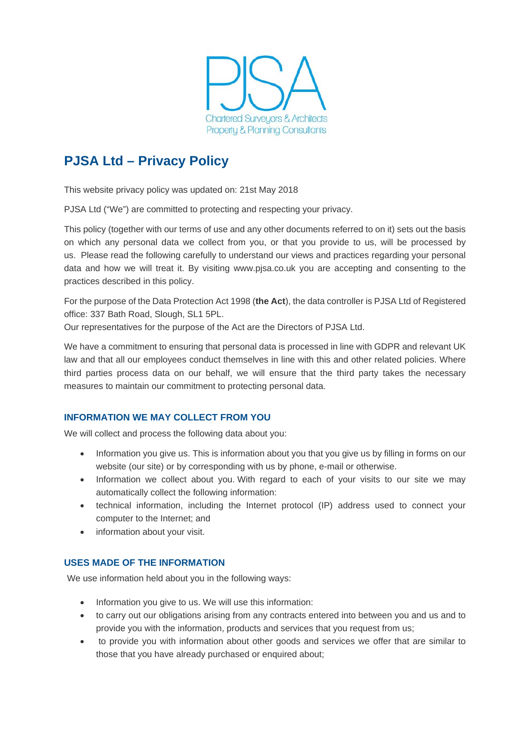PJSA

Chartered Surveyors & Architects
Property & Planning Consultants

# PJSA Ltd – Privacy Policy

This website privacy policy was updated on: 21st May 2018

PJSA Ltd ("We") are committed to protecting and respecting your privacy.

This policy (together with our terms of use and any other documents referred to on it) sets out the basis on which any personal data we collect from you, or that you provide to us, will be processed by us. Please read the following carefully to understand our views and practices regarding your personal data and how we will treat it. By visiting www.pjsa.co.uk you are accepting and consenting to the practices described in this policy.

For the purpose of the Data Protection Act 1998 (**the Act**), the data controller is PJSA Ltd of Registered office: 337 Bath Road, Slough, SL1 5PL.
Our representatives for the purpose of the Act are the Directors of PJSA Ltd.

We have a commitment to ensuring that personal data is processed in line with GDPR and relevant UK law and that all our employees conduct themselves in line with this and other related policies. Where third parties process data on our behalf, we will ensure that the third party takes the necessary measures to maintain our commitment to protecting personal data.

## INFORMATION WE MAY COLLECT FROM YOU

We will collect and process the following data about you:

- Information you give us. This is information about you that you give us by filling in forms on our website (our site) or by corresponding with us by phone, e-mail or otherwise.
- Information we collect about you. With regard to each of your visits to our site we may automatically collect the following information:
- technical information, including the Internet protocol (IP) address used to connect your computer to the Internet; and
- information about your visit.

## USES MADE OF THE INFORMATION

We use information held about you in the following ways:

- Information you give to us. We will use this information:
- to carry out our obligations arising from any contracts entered into between you and us and to provide you with the information, products and services that you request from us;
- to provide you with information about other goods and services we offer that are similar to those that you have already purchased or enquired about;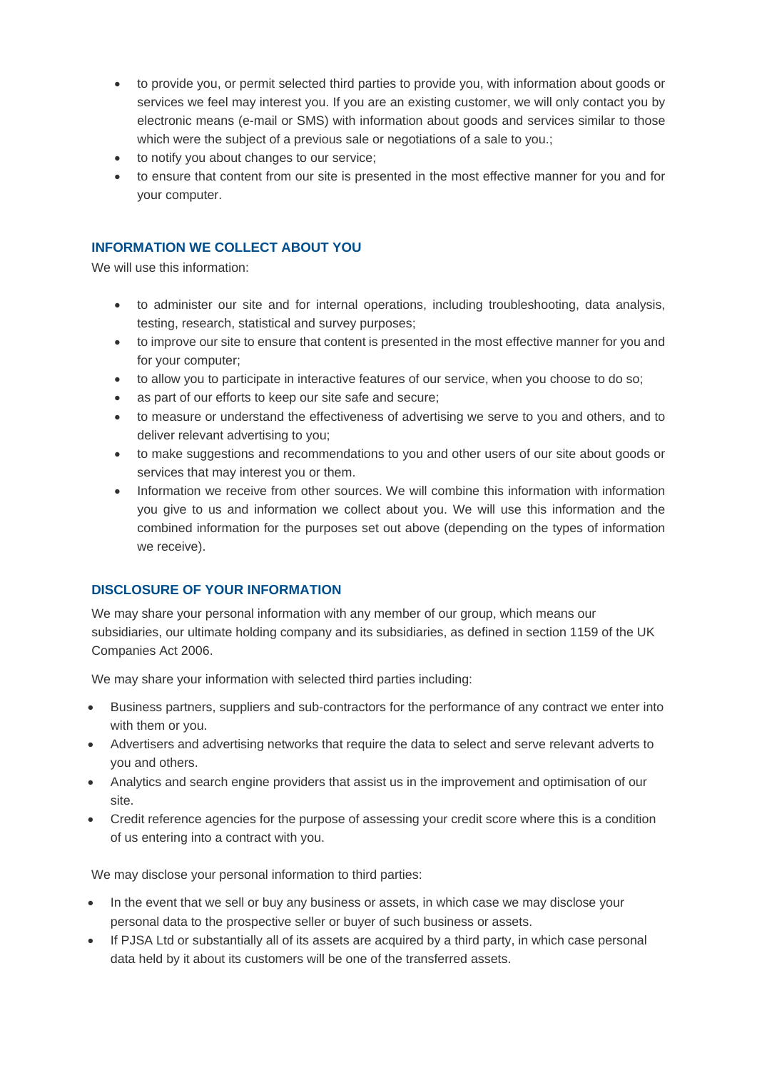- to provide you, or permit selected third parties to provide you, with information about goods or services we feel may interest you. If you are an existing customer, we will only contact you by electronic means (e-mail or SMS) with information about goods and services similar to those which were the subject of a previous sale or negotiations of a sale to you.;
- to notify you about changes to our service;
- to ensure that content from our site is presented in the most effective manner for you and for your computer.

## INFORMATION WE COLLECT ABOUT YOU

We will use this information:

- to administer our site and for internal operations, including troubleshooting, data analysis, testing, research, statistical and survey purposes;
- to improve our site to ensure that content is presented in the most effective manner for you and for your computer;
- to allow you to participate in interactive features of our service, when you choose to do so;
- as part of our efforts to keep our site safe and secure;
- to measure or understand the effectiveness of advertising we serve to you and others, and to deliver relevant advertising to you;
- to make suggestions and recommendations to you and other users of our site about goods or services that may interest you or them.
- Information we receive from other sources. We will combine this information with information you give to us and information we collect about you. We will use this information and the combined information for the purposes set out above (depending on the types of information we receive).

## DISCLOSURE OF YOUR INFORMATION

We may share your personal information with any member of our group, which means our subsidiaries, our ultimate holding company and its subsidiaries, as defined in section 1159 of the UK Companies Act 2006.

We may share your information with selected third parties including:

- Business partners, suppliers and sub-contractors for the performance of any contract we enter into with them or you.
- Advertisers and advertising networks that require the data to select and serve relevant adverts to you and others.
- Analytics and search engine providers that assist us in the improvement and optimisation of our site.
- Credit reference agencies for the purpose of assessing your credit score where this is a condition of us entering into a contract with you.

We may disclose your personal information to third parties:

- In the event that we sell or buy any business or assets, in which case we may disclose your personal data to the prospective seller or buyer of such business or assets.
- If PJSA Ltd or substantially all of its assets are acquired by a third party, in which case personal data held by it about its customers will be one of the transferred assets.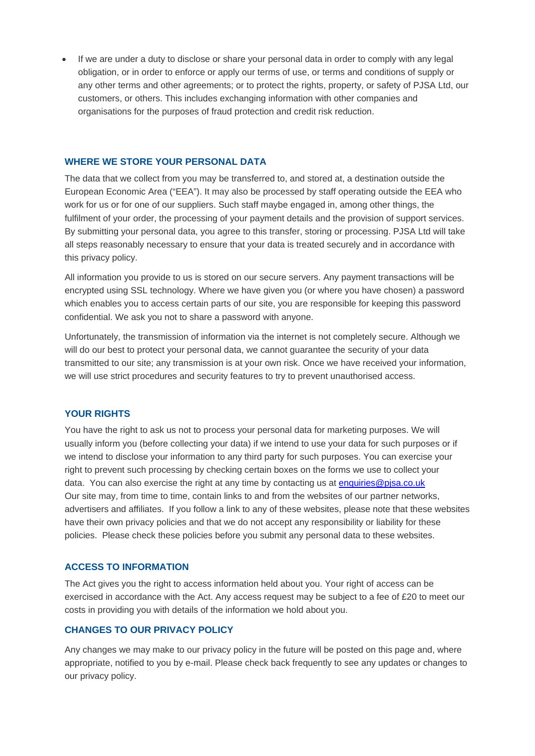- If we are under a duty to disclose or share your personal data in order to comply with any legal obligation, or in order to enforce or apply our terms of use, or terms and conditions of supply or any other terms and other agreements; or to protect the rights, property, or safety of PJSA Ltd, our customers, or others. This includes exchanging information with other companies and organisations for the purposes of fraud protection and credit risk reduction.

## WHERE WE STORE YOUR PERSONAL DATA

The data that we collect from you may be transferred to, and stored at, a destination outside the European Economic Area ("EEA"). It may also be processed by staff operating outside the EEA who work for us or for one of our suppliers. Such staff maybe engaged in, among other things, the fulfilment of your order, the processing of your payment details and the provision of support services. By submitting your personal data, you agree to this transfer, storing or processing. PJSA Ltd will take all steps reasonably necessary to ensure that your data is treated securely and in accordance with this privacy policy.

All information you provide to us is stored on our secure servers. Any payment transactions will be encrypted using SSL technology. Where we have given you (or where you have chosen) a password which enables you to access certain parts of our site, you are responsible for keeping this password confidential. We ask you not to share a password with anyone.

Unfortunately, the transmission of information via the internet is not completely secure. Although we will do our best to protect your personal data, we cannot guarantee the security of your data transmitted to our site; any transmission is at your own risk. Once we have received your information, we will use strict procedures and security features to try to prevent unauthorised access.

## YOUR RIGHTS

You have the right to ask us not to process your personal data for marketing purposes. We will usually inform you (before collecting your data) if we intend to use your data for such purposes or if we intend to disclose your information to any third party for such purposes. You can exercise your right to prevent such processing by checking certain boxes on the forms we use to collect your data. You can also exercise the right at any time by contacting us at enquiries@pjsa.co.uk
Our site may, from time to time, contain links to and from the websites of our partner networks, advertisers and affiliates. If you follow a link to any of these websites, please note that these websites have their own privacy policies and that we do not accept any responsibility or liability for these policies. Please check these policies before you submit any personal data to these websites.

## ACCESS TO INFORMATION

The Act gives you the right to access information held about you. Your right of access can be exercised in accordance with the Act. Any access request may be subject to a fee of £20 to meet our costs in providing you with details of the information we hold about you.

## CHANGES TO OUR PRIVACY POLICY

Any changes we may make to our privacy policy in the future will be posted on this page and, where appropriate, notified to you by e-mail. Please check back frequently to see any updates or changes to our privacy policy.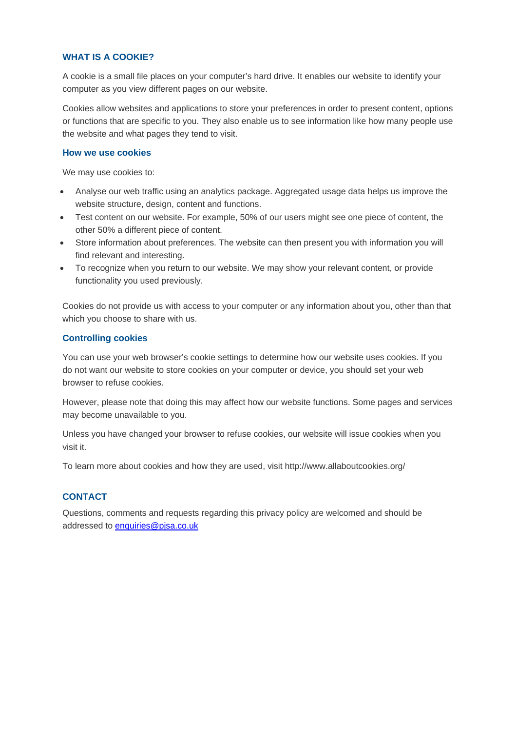## WHAT IS A COOKIE?

A cookie is a small file places on your computer's hard drive. It enables our website to identify your computer as you view different pages on our website.

Cookies allow websites and applications to store your preferences in order to present content, options or functions that are specific to you. They also enable us to see information like how many people use the website and what pages they tend to visit.

### How we use cookies

We may use cookies to:

- Analyse our web traffic using an analytics package. Aggregated usage data helps us improve the website structure, design, content and functions.
- Test content on our website. For example, 50% of our users might see one piece of content, the other 50% a different piece of content.
- Store information about preferences. The website can then present you with information you will find relevant and interesting.
- To recognize when you return to our website. We may show your relevant content, or provide functionality you used previously.

Cookies do not provide us with access to your computer or any information about you, other than that which you choose to share with us.

### Controlling cookies

You can use your web browser's cookie settings to determine how our website uses cookies. If you do not want our website to store cookies on your computer or device, you should set your web browser to refuse cookies.

However, please note that doing this may affect how our website functions. Some pages and services may become unavailable to you.

Unless you have changed your browser to refuse cookies, our website will issue cookies when you visit it.

To learn more about cookies and how they are used, visit http://www.allaboutcookies.org/

## CONTACT

Questions, comments and requests regarding this privacy policy are welcomed and should be addressed to enquiries@pjsa.co.uk